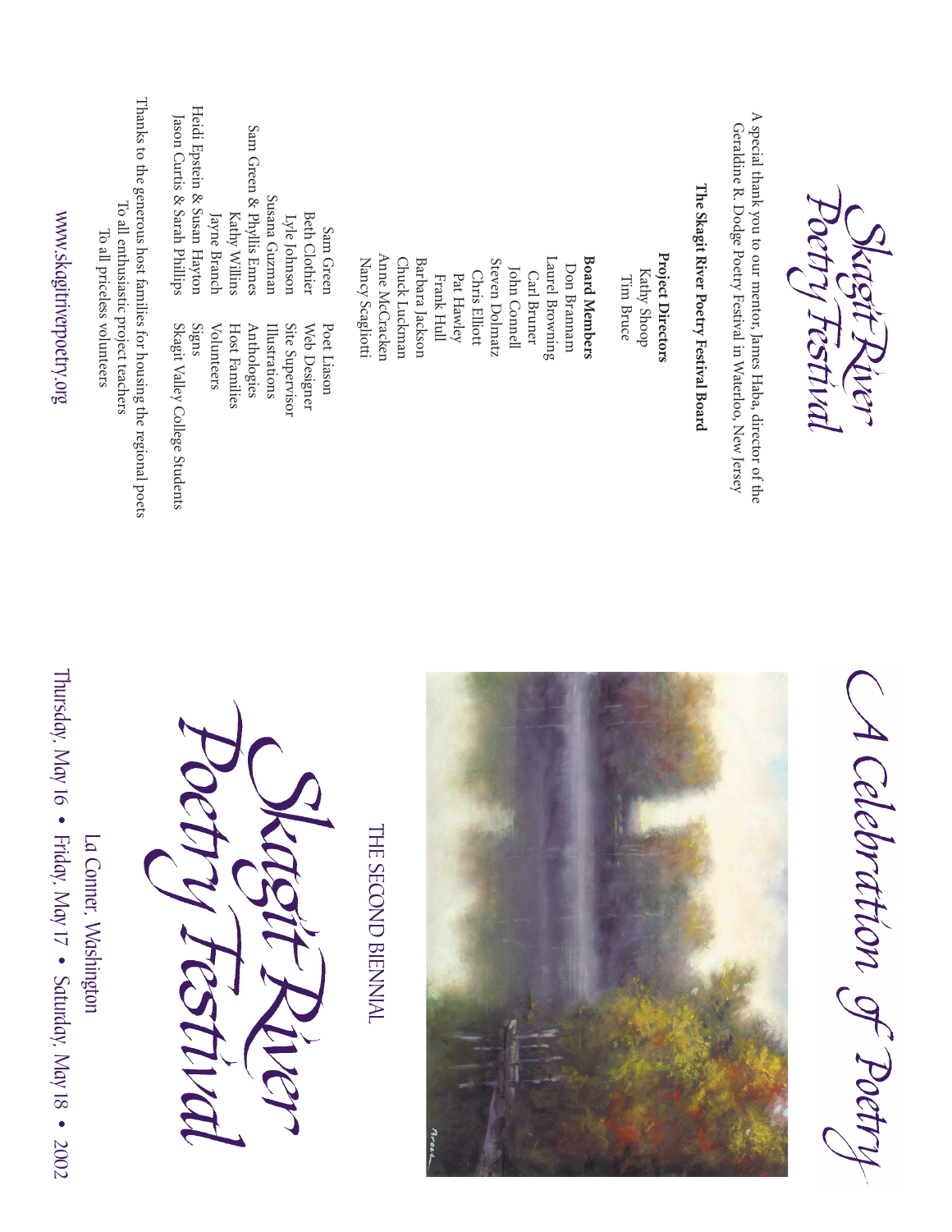# Skagit River Poetry Festival

A special thank you to our mentor, James Haba, director of the Geraldine R. Dodge Poetry Festival in Waterloo, New Jersey

**The Skagit River Poetry Festival Board**

**Project Directors**
Kathy Shoop
Tim Bruce

**Board Members**
Don Brannam
Laurel Browning
Carl Bruner
John Connell
Steven Dolmatz
Chris Elliott
Pat Hawley
Frank Hull
Barbara Jackson
Chuck Luckman
Anne McCracken
Nancy Scagliotti

| | |
|---|---|
| Sam Green | Poet Liason |
| Beth Clothier | Web Designer |
| Lyle Johnson | Site Supervisor |
| Susana Guzman | Illustrations |
| Sam Green & Phyllis Ennes | Anthologies |
| Kathy Willins | Host Families |
| Jayne Branch | Volunteers |
| Heidi Epstein & Susan Hayton | Signs |
| Jason Curtis & Sarah Phillips | Skagit Valley College Students |

Thanks to the generous host families for housing the regional poets
To all enthusiastic project teachers
To all priceless volunteers

www.skagitriverpoetry.org

# A Celebration of Poetry

THE SECOND BIENNIAL

# Skagit River Poetry Festival

La Conner, Washington

Thursday, May 16 • Friday, May 17 • Saturday, May 18 • 2002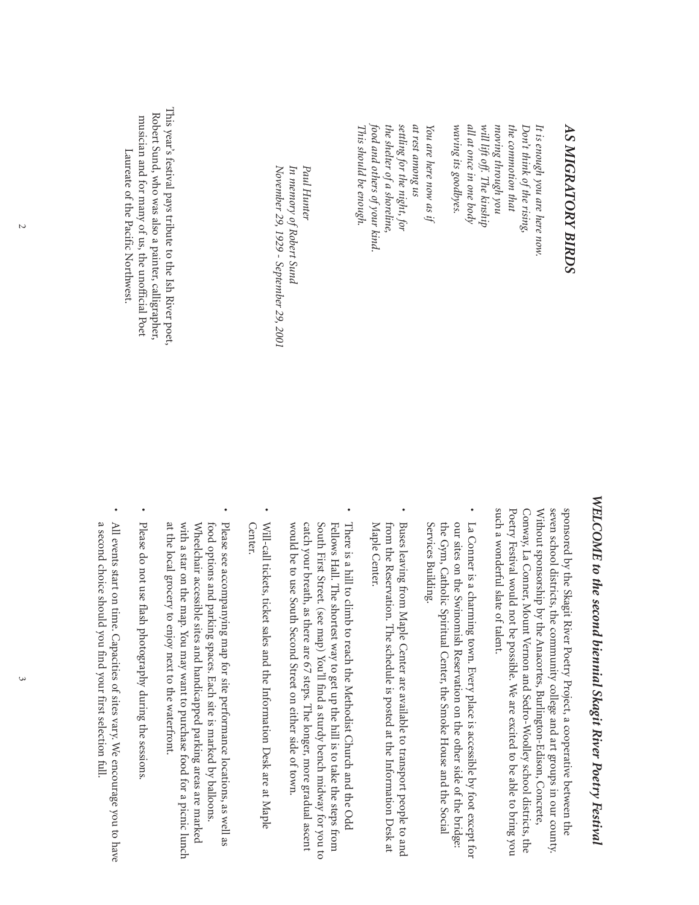# AS MIGRATORY BIRDS

*It is enough you are here now.*
*Don't think of the rising,*
*the commotion that*
*moving through you*
*will lift off. The kinship*
*all at once in one body*
*waving its goodbyes.*

*You are here now as if*
*at rest among us*
*settling for the night, for*
*the shelter of a shoreline,*
*food and others of your kind.*
*This should be enough.*

*Paul Hunter*
*In memory of Robert Sund*
*November 29, 1929 - September 29, 2001*

This year's festival pays tribute to the Ish River poet, Robert Sund, who was also a painter, calligrapher, musician and for many of us, the unofficial Poet Laureate of the Pacific Northwest.

## *WELCOME to the second biennial Skagit River Poetry Festival*

sponsored by the Skagit River Poetry Project, a cooperative between the seven school districts, the community college and art groups in our county. Without sponsorship by the Anacortes, Burlington-Edison, Concrete, Conway, La Conner, Mount Vernon and Sedro-Woolley school districts, the Poetry Festival would not be possible. We are excited to be able to bring you such a wonderful slate of talent.

- La Conner is a charming town. Every place is accessible by foot except for our sites on the Swinomish Reservation on the other side of the bridge: the Gym, Catholic Spiritual Center, the Smoke House and the Social Services Building.
- Buses leaving from Maple Center are available to transport people to and from the Reservation. The schedule is posted at the Information Desk at Maple Center.
- There is a hill to climb to reach the Methodist Church and the Odd Fellows Hall. The shortest way to get up the hill is to take the steps from South First Street. (see map) You'll find a sturdy bench midway for you to catch your breath, as there are 67 steps. The longer, more gradual ascent would be to use South Second Street on either side of town.
- Will-call tickets, ticket sales and the Information Desk are at Maple Center.
- Please see accompanying map for site performance locations, as well as food options and parking spaces. Each site is marked by balloons. Wheelchair accessible sites and handicapped parking areas are marked with a star on the map. You may want to purchase food for a picnic lunch at the local grocery to enjoy next to the waterfront.
- Please do not use flash photography during the sessions.
- All events start on time. Capacities of sites vary. We encourage you to have a second choice should you find your first selection full.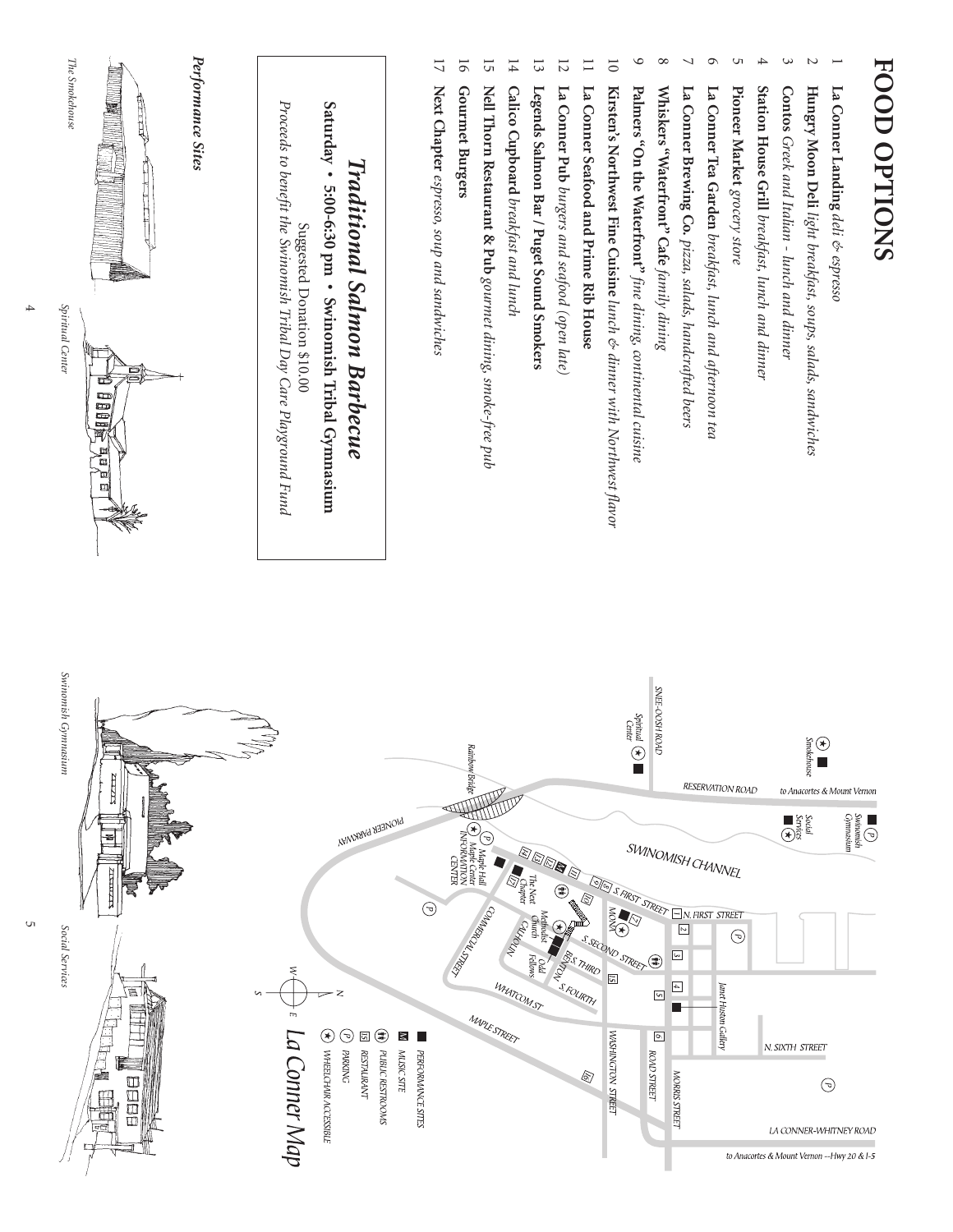# FOOD OPTIONS

1 **La Conner Landing** *deli & espresso*
2 **Hungry Moon Deli** *light breakfast, soups, salads, sandwiches*
3 **Contos** *Greek and Italian - lunch and dinner*
4 **Station House Grill** *breakfast, lunch and dinner*
5 **Pioneer Market** *grocery store*
6 **La Conner Tea Garden** *breakfast, lunch and afternoon tea*
7 **La Conner Brewing Co.** *pizza, salads, handcrafted beers*
8 **Whiskers "Waterfront" Cafe** *family dining*
9 **Palmers "On the Waterfront"** *fine dining, continental cuisine*
10 **Kirsten's Northwest Fine Cuisine** *lunch & dinner with Northwest flavor*
11 **La Conner Seafood and Prime Rib House**
12 **La Conner Pub** *burgers and seafood (open late)*
13 **Legends Salmon Bar / Puget Sound Smokers**
14 **Calico Cupboard** *breakfast and lunch*
15 **Nell Thorn Restaurant & Pub** *gourmet dining, smoke-free pub*
16 **Gourmet Burgers**
17 **Next Chapter** *espresso, soup and sandwiches*

## *Traditional Salmon Barbecue*

**Saturday • 5:00-6:30 pm • Swinomish Tribal Gymnasium**

Suggested Donation $10.00

*Proceeds to benefit the Swinomish Tribal Day Care Playground Fund*

***Performance Sites***

*The Smokehouse*

*Spiritual Center*

*Swinomish Gymnasium*

*Social Services*

## *La Conner Map*

PERFORMANCE SITES
MUSIC SITE
PUBLIC RESTROOMS
RESTAURANT
PARKING
WHEELCHAIR ACCESSIBLE

to Anacortes & Mount Vernon --Hwy 20 & I-5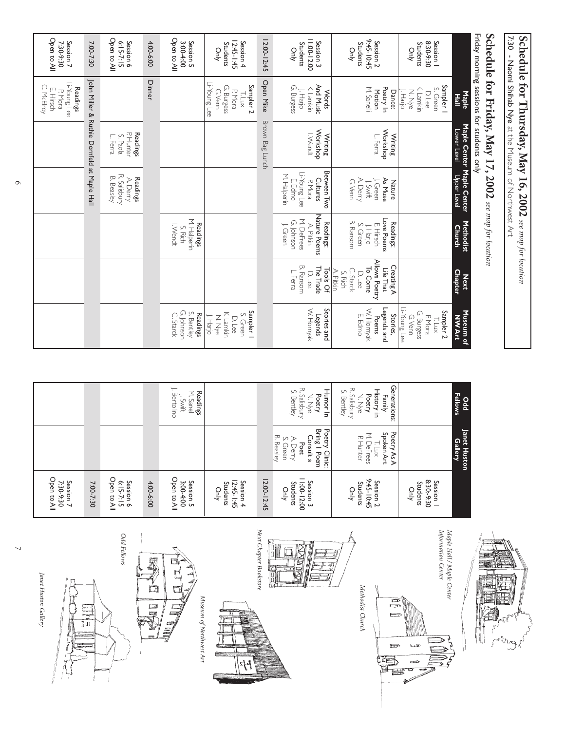# Schedule for Thursday, May 16, 2002 *see map for location*

7:30 - Naomi Shihab Nye at the Museum of Northwest Art

# Schedule for Friday, May 17, 2002 *see map for location*

Friday morning sessions for students only

| | Maple Hall | Maple Center Lower Level | Maple Center Upper Level | Methodist Church | Next Chapter | Museum of NW Art | Odd Fellows | Janet Huston Gallery |
|---|---|---|---|---|---|---|---|---|
| Session 1 8:30-9:30 Students Only | **Sampler 1** S. Green, D. Lee, K. Lamkin, N. Nye, J. Harjo | | | | | **Sampler 2** T. Lux, P. Mora, G. Burgess, G. Venn, Li-Young Lee | | |
| Session 2 9:45-10:45 Students Only | **Dance: Poetry In Motion** M. Sanelli | **Writing Workshop** L. Ferra | **Nature As Muse** J. Green, J. Swift, A. Derry, G. Venn | **Readings: Love Poems** E. Hirsch, J. Harjo, S. Green, B. Ransom | **Creating A Life That Allows Poetry To Come** D. Lee, C. Starck, S. Rich, A. Pitkin | **Stories, Legends and Poems** W. Hornyak, E. Edmo | **Generations: Family History in Poetry** N. Nye, R. Salisbury, S. Bentley | **Poetry As A Spoken Art** T. Lux, M. DeFrees, P. Hunter |
| Session 3 11:00-12:00 Students Only | **Words And Music** K. Lamkin, J. Harjo, G. Burgess | **Writing Workshop** I. Wendt | **Between Two Cultures** P. Mora, Li-Young Lee, E. Edmo, M. Halperin | **Readings: Nature Poems** A. Pitkin, M. DeFrees, G. Johnson, J. Green | **Tools Of The Trade** D. Lee, B. Ransom, L. Ferra | **Stories and Legends** W. Hornyak | **Humor In Poetry** N. Nye, R. Salisbury, S. Bentley | **Poetry Clinic: Bring 1 Poem Consult a Poet** A. Derry, S. Green, B. Beasley |
| 12:00-12:45 | Open Mike | Brown Bag Lunch | | | | | | |
| Session 4 12:45-1:45 Students Only | **Sampler 2** T. Lux, P. Mora, G. Burgess, G. Venn, Li-Young Lee | | | | | **Sampler 1** S. Green, D. Lee, K. Lamkin, N. Nye, J. Harjo | | |
| Session 5 3:00-4:00 Open to All | | | | **Readings** M. Halperin, S. Rich, I. Wendt | | **Readings** S. Bentley, G. Johnson, C. Starck | **Readings** M. Sanelli, J. Swift, J. Bertolino | |
| 4:00-6:00 | Dinner | | | | | | | |
| Session 6 6:15-7:15 Open to All | | **Readings** P. Hunter, S. Paola, L. Ferra | **Readings** A. Derry, R. Salisbury, B. Beasley | | | | | |
| 7:00-7:30 | John Miller & Ruthie Dornfeld at Maple Hall | | | | | | | |
| Session 7 7:30-9:30 Open to All | **Readings** Li-Young Lee, P. Mora, E. Hirsch, C. McElroy | | | | | | | |

*Maple Hall / Maple Center Information Center*

*Methodist Church*

*Next Chapter Bookstore*

*Museum of Northwest Art*

*Odd Fellows*

*Janet Huston Gallery*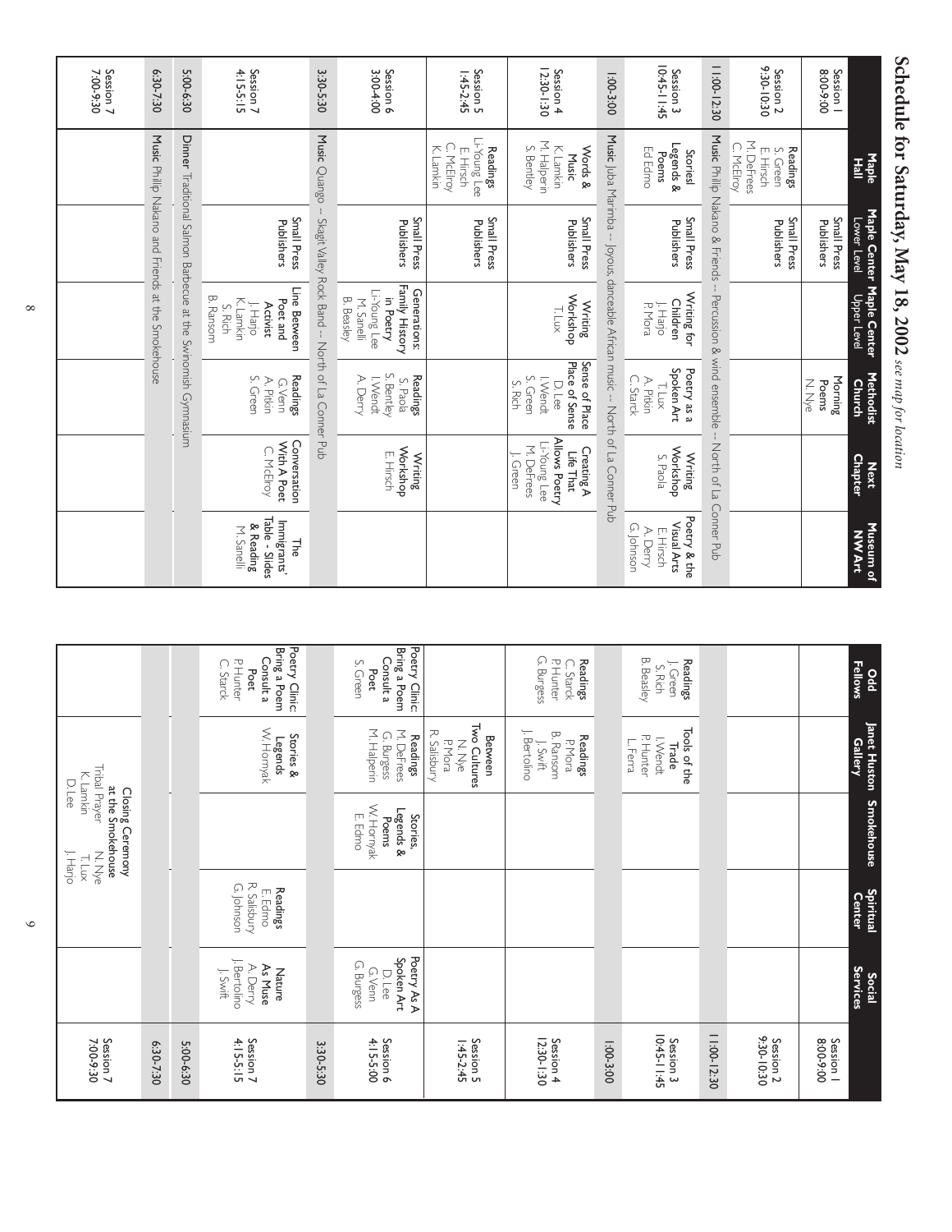# Schedule for Saturday, May 18, 2002 *see map for location*

| | Maple Hall | Maple Center Lower Level | Maple Center Upper Level | Methodist Church | Next Chapter | Museum of NW Art |
|---|---|---|---|---|---|---|
| Session 1 8:00-9:00 | | Small Press Publishers | | **Morning Poems** N. Nye | | |
| Session 2 9:30-10:30 | **Readings** S. Green, E. Hirsch, M. DeFrees, C. McElroy | Small Press Publishers | | | | |
| 11:00-12:30 | Music Phillip Nakano & Friends -- Percussion & wind ensemble -- North of La Conner Pub | | | | | |
| Session 3 10:45-11:45 | **Stories/ Legends & Poems** Ed Edmo | Small Press Publishers | **Writing for Children** J. Harjo, P. Mora | **Poetry as a Spoken Art** T. Lux, A. Pitkin, C. Starck | **Writing Workshop** S. Paola | **Poetry & the Visual Arts** E. Hirsch, A. Derry, G. Johnson |
| 1:00-3:00 | Music Juba Marimba -- Joyous danceable African music -- North of La Conner Pub | | | | | |
| Session 4 12:30-1:30 | **Words & Music** K. Lamkin, M. Halperin, S. Bentley | Small Press Publishers | **Writing Workshop** T. Lux | **Sense of Place Place of Sense** D. Lee, I. Wendt, S. Green, S. Rich | **Creating A Life That Allows Poetry** Li-Young Lee, M. DeFrees, J. Green | |
| Session 5 1:45-2:45 | **Readings** Li-Young Lee, E. Hirsch, C. McElroy, K. Lamkin | Small Press Publishers | | | | |
| Session 6 3:00-4:00 | | Small Press Publishers | **Generations: Family History in Poetry** Li-Young Lee, M. Sanelli, B. Beasley | **Readings** S. Paola, S. Bentley, I. Wendt, A. Derry | **Writing Workshop** E. Hirsch | |
| 3:30-5:30 | Music Quango -- Skagit Valley Rock Band -- North of La Conner Pub | | | | | |
| Session 7 4:15-5:15 | | Small Press Publishers | **Line Between Poet and Activist** J. Harjo, K. Lamkin, S. Rich, B. Ransom | **Readings** G. Venn, A. Pitkin, S. Green | **Conversation With A Poet** C. McElroy | **The Immigrants' Table - Slides & Reading** M. Sanelli |
| 5:00-6:30 | Dinner Traditional Salmon Barbecue at the Swinomish Gymnasium | | | | | |
| 6:30-7:30 | Music Phillip Nakano and Friends at the Smokehouse | | | | | |
| Session 7 7:00-9:30 | | | | | | |

| | Odd Fellows | Janet Huston Gallery | Smokehouse | Spiritual Center | Social Services |
|---|---|---|---|---|---|
| Session 1 8:00-9:00 | | | | | |
| Session 2 9:30-10:30 | | | | | |
| 11:00-12:30 | | | | | |
| Session 3 10:45-11:45 | **Readings** J. Green, S. Rich, B. Beasley | **Tools of the Trade** I. Wendt, P. Hunter, L. Ferra | | | |
| 1:00-3:00 | | | | | |
| Session 4 12:30-1:30 | **Readings** C. Starck, P. Hunter, G. Burgess | **Readings** P. Mora, B. Ransom, J. Swift, J. Bertolino | | | |
| Session 5 1:45-2:45 | | **Between Two Cultures** N. Nye, P. Mora, R. Salisbury | | | |
| Session 6 4:15-5:00 | **Poetry Clinic: Bring a Poem Consult a Poet** S. Green | **Readings** M. DeFrees, G. Burgess, M. Halperin | **Stories, Legends & Poems** W. Hornyak, E. Edmo | | **Poetry As A Spoken Art** D. Lee, G. Venn, G. Burgess |
| 3:30-5:30 | | | | | |
| Session 7 4:15-5:15 | **Poetry Clinic: Bring a Poem Consult a Poet** P. Hunter, C. Starck | **Stories & Legends** W. Hornyak | | **Readings** E. Edmo, R. Salisbury, G. Johnson | **Nature As Muse** A. Derry, J. Bertolino, J. Swift |
| 5:00-6:30 | | | | | |
| 6:30-7:30 | | | | | |
| Session 7 7:00-9:30 | **Closing Ceremony at the Smokehouse** Tribal Prayer N. Nye, K. Lamkin, T. Lux, D. Lee, J. Harjo | | | | |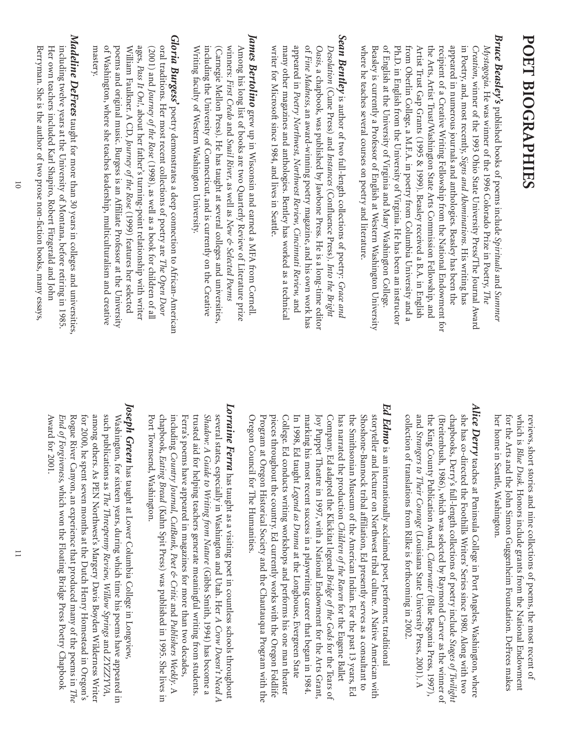# POET BIOGRAPHIES

***Bruce Beasley's*** published books of poems include *Spirituals* and *Summer Mystagogia*. He was winner of the 1996 Colorado Prize in Poetry, *The Creation*, winner of the 1993 Ohio State University Press/The Journal Award in Poetry, and, most recently, *Signs and Abominations*. His writing has appeared in numerous journals and anthologies. Beasley has been the recipient of a Creative Writing Fellowship from the National Endowment for the Arts, Artist Trust/Washington State Arts Commission Fellowship, and Artist Trust Gap Grants (1995 & 1999). Beasley received a B.A. in English from Oberlin College, a M.F.A. in poetry from Columbia University and a Ph.D. in English from the University of Virginia. He has been an instructor of English at the University of Virginia and Mary Washington College. Beasley is currently a Professor of English at Western Washington University where he teaches several courses on poetry and literature.

***Sean Bentley*** is author of two full-length collections of poetry: *Grace and Desolation* (Cune Press) and *Instances* (Confluence Press). *Into the Bright Oasis*, a chapbook, was published by Jawbone Press. He is a long-time editor of *Fine Madness*, an award-winning poetry magazine, and his own work has appeared in *Poetry Northwest, Northwest Review, Cincinnati Review*, and many other magazines and anthologies. Bentley has worked as a technical writer for Microsoft since 1984, and lives in Seattle.

***James Bertolino*** grew up in Wisconsin and earned a MFA from Cornell. Among his long list of books are two Quarterly Review of Literature prize winners: *First Credo* and *Snail River*, as well as *New & Selected Poems* (Carnegie Mellon Press). He has taught at several colleges and universities, including the University of Connecticut, and is currently on the Creative Writing faculty of Western Washington University.

***Gloria Burgess'*** poetry demonstrates a deep connection to African-American oral traditions. Her most recent collections of poetry are *The Open Door* (2001) and *Journey of the Rose* (1998), as well as a book for children of all ages, *Pass It On!*, about her father's turning-point relationship with writer William Faulkner. A CD, *Journey of the Rose* (1999) features her selected poems and original music. Burgess is an Affiliate Professor at the University of Washington, where she teaches leadership, multiculturalism and creative mastery.

***Madeline DeFrees*** taught for more than 30 years in colleges and universities, including twelve years at the University of Montana, before retiring in 1985. Her own teachers included Karl Shapiro, Robert Fitzgerald and John Berryman. She is the author of two prose non-fiction books, many essays, reviews, short stories and nine collections of poems, the most recent of which is *Blue Dusk*. Honors include grants from the National Endowment for the Arts and the John Simon Guggenheim Foundation. DeFrees makes her home in Seattle, Washington.

***Alice Derry*** teaches at Peninsula College in Port Angeles, Washington, where she has co-directed the Foothills Writers' Series since 1980. Along with two chapbooks, Derry's full-length collections of poetry include *Stages of Twilight* (Breitenbush, 1986), which was selected by Raymond Carver as the winner of the King County Publication Award, *Clearwater* (Blue Begonia Press, 1997), and *Strangers to Their Courage* (Louisiana State University Press, 2001). A collection of translations from Rilke is forthcoming in 2002.

***Ed Edmo*** is an internationally acclaimed poet, performer, traditional storyteller and lecturer on Northwest tribal culture. A Native American with Shoshone-Bannock tribal affiliation, Ed presently serves as a consultant to the Smithsonian Museum of the American Indian. For the past 13 years, Ed has narrated the production *Children of the Raven* for the Eugene Ballet Company. Ed adapted the Klickitat legend *Bridge of the Gods* for the Tears of Joy Puppet Theatre in 1997, with a National Endowment for the Arts Grant, marking his most recent success in a playwriting career that began in 1984. In 1998, Ed taught *Legend as Drama* at the Longhouse, Evergreen State College. Ed conducts writing workshops and performs his one man theater pieces throughout the country. Ed currently works with the Oregon Folklife Program at Oregon Historical Society and the Chautauqua Program with the Oregon Council for The Humanities.

***Lorraine Ferra*** has taught as a visiting poet in countless schools throughout several states, especially in Washington and Utah. Her *A Crow Doesn't Need A Shadow: A Guide to Writing from Nature* (Gibbs Smith, 1994) has become a trusted aid for helping teachers generate meaningful writing from students. Ferra's poems have appeared in magazines for more than two decades, including *Country Journal, CutBank, Poet & Critic* and *Publishers Weekly*. A chapbook, *Eating Bread* (Kuhn Spit Press) was published in 1995. She lives in Port Townsend, Washington.

***Joseph Green*** has taught at Lower Columbia College in Longview, Washington, for sixteen years, during which time his poems have appeared in such publications as *The Threepenny Review, Willow Springs* and *ZYZZYVA*, among others. As PEN Northwest's Margery Davis Boyden Wilderness Writer for 2000, he spent seven months at the Dutch Henry Homestead in Oregon's Rogue River Canyon, an experience that produced many of the poems in *The End of Forgiveness*, which won the Floating Bridge Press Poetry Chapbook Award for 2001.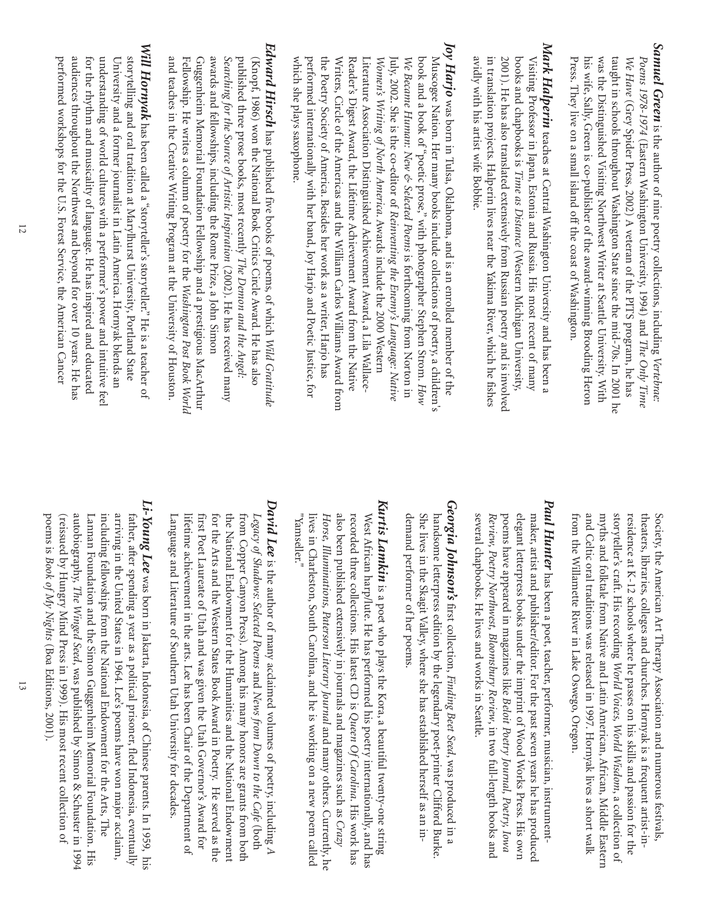***Samuel Green*** is the author of nine poetry collections, including *Vertebrae: Poems 1978-1974* (Eastern Washington University, 1994) and *The Only Time We Have* (Grey Spider Press, 2002) A veteran of the PITS program, he has taught in schools throughout Washington State since the mid-70s. In 2001 he was the Distinguished Visiting Northwest Writer at Seattle University. With his wife, Sally, Green is co-publisher of the award-winning Brooding Heron Press. They live on a small island off the coast of Washington.

***Mark Halperin*** teaches at Central Washington University and has been a Visiting Professor in Japan, Estonia and Russia. His most recent of many books and chapbooks is *Time as Distance* (Western Michigan University, 2001). He has also translated extensively from Russian poetry and is involved in translation projects. Halperin lives near the Yakima River, which he fishes avidly with his artist wife Bobbie.

***Joy Harjo*** was born in Tulsa, Oklahoma, and is an enrolled member of the Muscogee Nation. Her many books include collections of poetry, a children's book and a book of "poetic prose," with photographer Stephen Strom. *How We Became Human: New & Selected Poems* is forthcoming from Norton in July, 2002. She is the co-editor of *Reinventing the Enemy's Language: Native Women's Writing of North America*. Awards include the 2000 Western Literature Association Distinguished Achievement Award, a Lila Wallace-Reader's Digest Award, the Lifetime Achievement Award from the Native Writers, Circle of the Americas and the William Carlos Williams Award from the Poetry Society of America. Besides her work as a writer, Harjo has performed internationally with her band, Joy Harjo and Poetic Justice, for which she plays saxophone.

***Edward Hirsch*** has published five books of poems, of which *Wild Gratitude* (Knopf, 1986) won the National Book Critics Circle Award. He has also published three prose books, most recently *The Demon and the Angel: Searching for the Source of Artistic Inspiration* (2002). He has received many awards and fellowships, including the Rome Prize, a John Simon Guggenheim Memorial Foundation Fellowship and a prestigious MacArthur Fellowship. He writes a column of poetry for the *Washington Post Book World* and teaches in the Creative Writing Program at the University of Houston.

***Will Hornyak*** has been called a "storyteller's storyteller." He is a teacher of storytelling and oral tradition at Marylhurst University, Portland State University and a former journalist in Latin America. Hornyak blends an understanding of world cultures with a performer's power and intuitive feel for the rhythm and musicality of language. He has inspired and educated audiences throughout the Northwest and beyond for over 10 years. He has performed workshops for the U.S. Forest Service, the American Cancer Society, the American Art Therapy Association and numerous festivals, theaters, libraries, colleges and churches. Hornyak is a frequent artist-in-residence at K-12 schools where he passes on his skills and passion for the storyteller's craft. His recording *World Voices, World Wisdom*, a collection of myths and folktale from Native and Latin American, African, Middle Eastern and Celtic oral traditions was released in 1997. Hornyak lives a short walk from the Willamette River in Lake Oswego, Oregon.

***Paul Hunter*** has been a poet, teacher, performer, musician, instrument-maker, artist and publisher/editor. For the past seven years he has produced elegant letterpress books under the imprint of Wood Works Press. His own poems have appeared in magazines like *Beloit Poetry Journal, Poetry, Iowa Review, Poetry Northwest, Bloomsbury Review*, in two full-length books and several chapbooks. He lives and works in Seattle.

***Georgia Johnson's*** first collection, *Finding Beet Seed*, was produced in a handsome letterpress edition by the legendary poet-printer Clifford Burke. She lives in the Skagit Valley, where she has established herself as an in-demand performer of her poems.

***Kurtis Lamkin*** is a poet who plays the Kora, a beautiful twenty-one string West African harp/lute. He has performed his poetry internationally, and has recorded three collections. His latest CD is *Queen Of Carolina*. His work has also been published extensively in journals and magazines such as *Crazy Horse, Illuminations, Paterson Literary Journal* and many others. Currently, he lives in Charleston, South Carolina, and he is working on a new poem called "Yamseller."

***David Lee*** is the author of many acclaimed volumes of poetry, including *A Legacy of Shadows: Selected Poems* and *News from Down to the Cafe* (both from Copper Canyon Press). Among his many honors are grants from both the National Endowment for the Humanities and the National Endowment for the Arts and the Western States Book Award in Poetry. He served as the first Poet Laureate of Utah and was given the Utah Governor's Award for lifetime achievement in the arts. Lee has been Chair of the Department of Language and Literature of Southern Utah University for decades.

***Li-Young Lee*** was born in Jakarta, Indonesia, of Chinese parents. In 1959, his father, after spending a year as a political prisoner, fled Indonesia, eventually arriving in the United States in 1964. Lee's poems have won major acclaim, including fellowships from the National Endowment for the Arts, The Lannan Foundation and the Simon Guggenheim Memorial Foundation. His autobiography, *The Winged Seed*, was published by Simon & Schuster in 1994 (reissued by Hungry Mind Press in 1999). His most recent collection of poems is *Book of My Nights* (Boa Editions, 2001).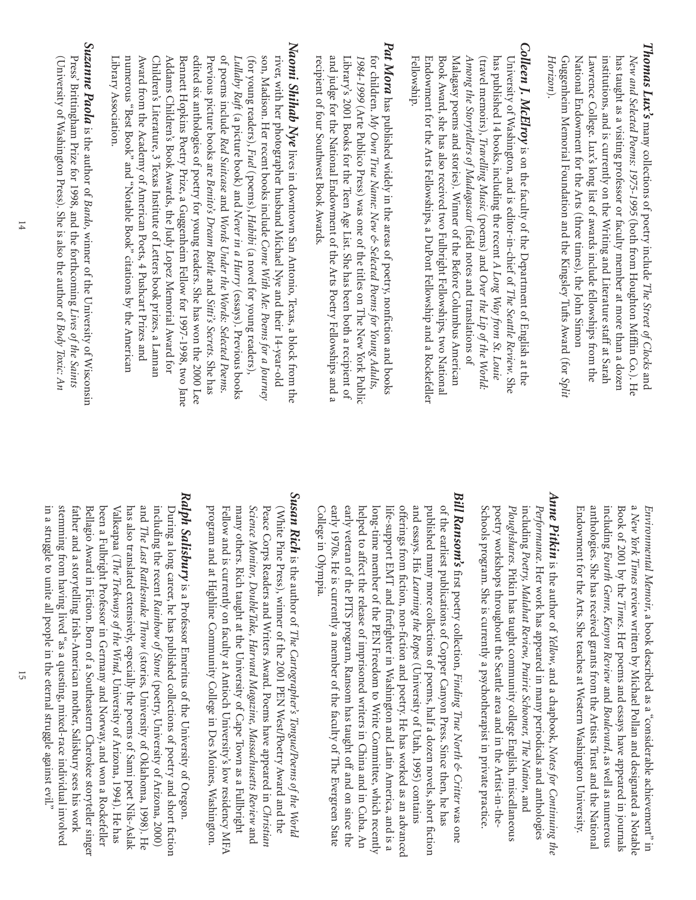***Thomas Lux's*** many collections of poetry include *The Street of Clocks* and *New and Selected Poems: 1975-1995* (both from Houghton Mifflin Co.). He has taught as a visiting professor or faculty member at more than a dozen institutions, and is currently on the Writing and Literature staff at Sarah Lawrence College. Lux's long list of awards include fellowships from the National Endowment for the Arts (three times), the John Simon Guggenheim Memorial Foundation and the Kingsley Tufts Award (for *Split Horizon*).

***Colleen J. McElroy*** is on the faculty of the Department of English at the University of Washington, and is editor-in-chief of *The Seattle Review*. She has published 14 books, including the recent *A Long Way from St. Louie* (travel memoirs), *Travelling Music* (poems) and *Over the Lip of the World: Among the Storytellers of Madagascar* (field notes and translations of Malagasy poems and stories). Winner of the Before Columbus American Book Award, she has also received two Fulbright Fellowships, two National Endowment for the Arts Fellowships, a DuPont Fellowship and a Rockefeller Fellowship.

***Pat Mora*** has published widely in the areas of poetry, nonfiction and books for children. *My Own True Name: New & Selected Poems for Young Adults, 1984-1999* (Arte Publico Press) was one of the titles on The New York Public Library's 2001 Books for the Teen Age List. She has been both a recipient of and judge for the National Endowment of the Arts Poetry Fellowships and a recipient of four Southwest Book Awards.

***Naomi Shihab Nye*** lives in downtown San Antonio, Texas, a block from the river, with her photographer husband Michael Nye and their 14-year-old son, Madison. Her recent books include *Come With Me: Poems for a Journey* (for young readers), *Fuel* (poems), *Habibi* (a novel for young readers), *Lullaby Raft* (a picture book) and *Never in a Hurry* (essays). Previous books of poems include *Red Suitcase* and *Words Under the Words: Selected Poems*. Previous picture books are *Benito's Dream Bottle* and *Sitti's Secrets*. She has edited six anthologies of poetry for young readers. She has won the 2000 Lee Bennett Hopkins Poetry Prize, a Guggenheim Fellow for 1997-1998, two Jane Addams Children's Book Awards, the Judy Lopez Memorial Award for Children's Literature, 3 Texas Institute of Letters book prizes, a Lannan Award from the Academy of American Poets, 4 Pushcart Prizes and numerous "Best Book" and "Notable Book" citations by the American Library Association.

***Suzanne Paola*** is the author of *Bardo*, winner of the University of Wisconsin Press' Brittingham Prize for 1998, and the forthcoming *Lives of the Saints* (University of Washington Press). She is also the author of *Body Toxic: An Environmental Memoir*, a book described as a "considerable achievement" in a *New York Times* review written by Michael Pollan and designated a Notable Book of 2001 by the *Times*. Her poems and essays have appeared in journals including *Fourth Genre, Kenyon Review* and *Boulevard*, as well as numerous anthologies. She has received grants from the Artists Trust and the National Endowment for the Arts. She teaches at Western Washington University.

***Anne Pitkin*** is the author of *Yellow*, and a chapbook, *Notes for Continuing the Performance*. Her work has appeared in many periodicals and anthologies including *Poetry, Malahat Review, Prairie Schooner, The Nation*, and *Ploughshares*. Pitkin has taught community college English, miscellaneous poetry workshops throughout the Seattle area and in the Artist-in-the-Schools program. She is currently a psychotherapist in private practice.

***Bill Ransom's*** first poetry collection, *Finding True North & Critter* was one of the earliest publications of Copper Canyon Press. Since then, he has published many more collections of poems, half a dozen novels, short fiction and essays. His *Learning the Ropes* (University of Utah, 1995) contains offerings from fiction, non-fiction and poetry. He has worked as an advanced life-support EMT and firefighter in Washington and Latin America, and is a long-time member of the PEN Freedom to Write Committee, which recently helped to affect the release of imprisoned writers in China and in Cuba. An early veteran of the PITS program, Ransom has taught off and on since the early 1970s. He is currently a member of the faculty of The Evergreen State College in Olympia.

***Susan Rich*** is the author of *The Cartographer's Tongue/Poems of the World* (White Pine Press), winner of the 2001 PEN West/Poetry Award and the Peace Corps Readers and Writers Award. Poems have appeared in *Christian Science Monitor, DoubleTake, Harvard Magazine, Massachusetts Review* and many others. Rich taught at the University of Cape Town as a Fulbright Fellow and is currently on faculty at Antioch University's low residency MFA program and at Highline Community College in Des Moines, Washington.

***Ralph Salisbury*** is a Professor Emeritus of the University of Oregon. During a long career, he has published collections of poetry and short fiction including the recent *Rainbow of Stone* (poetry, University of Arizona, 2000) and *The Last Rattlesnake Throw* (stories, University of Oklahoma, 1998). He has also translated extensively, especially the poems of Sami poet Nils-Aslak Valkeapaa (*The Trekways of the Wind*, University of Arizona, 1994). He has been a Fulbright Professor in Germany and Norway, and won a Rockefeller Bellagio Award in Fiction. Born of a Southeastern Cherokee storyteller singer father and a storytelling Irish-American mother, Salisbury sees his work stemming from having lived "as a questing, mixed-race individual involved in a struggle to unite all people in the eternal struggle against evil."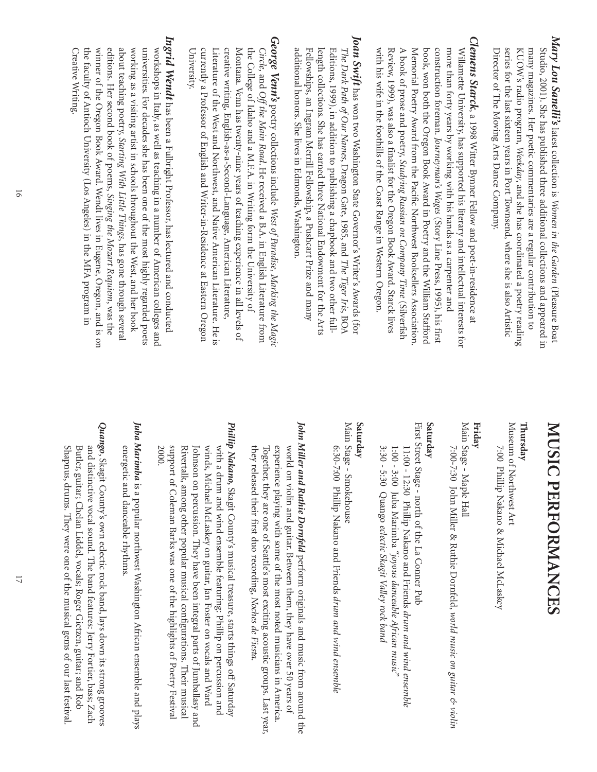***Mary Lou Sanelli's*** latest collection is *Women in the Garden* (Pleasure Boat Studio, 2001). She has published three additional collections and appeared in many magazines. Her poetic commentaries are a regular contribution to KUOW's radio program, *Weekday*, and she has coordinated a poetry reading series for the last sixteen years in Port Townsend, where she is also Artistic Director of The Moving Arts Dance Company.

***Clemens Starck***, a 1998 Witter Bynner Fellow and poet-in-residence at Willamette University, has supported his literary and intellectual interests for more than forty years by working with his hands as a carpenter and construction foreman. *Journeyman's Wages* (Story Line Press, 1995), his first book, won both the Oregon Book Award in Poetry and the William Stafford Memorial Poetry Award from the Pacific Northwest Booksellers Association. A book of prose and poetry, *Studying Russian on Company Time* (Silverfish Review, 1999), was also a finalist for the Oregon Book Award. Starck lives with his wife in the foothills of the Coast Range in Western Oregon.

***Joan Swift*** has won two Washington State Governor's Writer's Awards (for *The Dark Path of Our Names*, Dragon Gate, 1985, and *The Tiger Iris*, BOA Editions, 1999), in addition to publishing a chapbook and two other full-length collections. She has earned three National Endowment for the Arts Fellowships, an Ingram Merrill Fellowship, a Pushcart Prize and many additional honors. She lives in Edmonds, Washington.

***George Venn's*** poetry collections include *West of Paradise*, *Marking the Magic Circle*, and *Off the Main Road*. He received a B.A. in English Literature from the College of Idaho and a M.F.A. in Writing form the University of Montana. Venn has twenty-nine years of teaching experience in all levels of creative writing, English-as-a-Second-Language, American Literature, Literature of the West and Northwest, and Native American Literature. He is currently a Professor of English and Writer-in-Residence at Eastern Oregon University.

***Ingrid Wendt*** has been a Fulbright Professor, has lectured and conducted workshops in Italy, as well as teaching in a number of American colleges and universities. For decades she has been one of the most highly regarded poets working as a visiting artist in schools throughout the West, and her book about teaching poetry, *Starting With Little Things*, has gone through several editions. Her second book of poems, *Singing the Mozart Requiem*, was the winner of the Oregon Book Award. Wendt lives in Eugene, Oregon, and is on the faculty of Antioch University (Los Angeles) in the MFA program in Creative Writing.

# MUSIC PERFORMANCES

**Thursday**
Museum of Northwest Art
7:00 Phillip Nakano & Michael McLaskey

**Friday**
Main Stage - Maple Hall
7:00-7:30 John Miller & Ruthie Dornfeld, *world music on guitar & violin*

**Saturday**
First Street Stage - north of the La Conner Pub
11:00 - 12:30 Phillip Nakano and Friends *drum and wind ensemble*
1:00 - 3:00 Juba Marimba *"joyous danceable African music"*
3:30 - 5:30 Quango *eclectic Skagit Valley rock band*

**Saturday**
Main Stage - Smokehouse
6:30-7:00 Phillip Nakano and Friends *drum and wind ensemble*

***John Miller and Ruthie Dornfeld*** perform originals and music from around the world on violin and guitar. Between them, they have over 50 years of experience playing with some of the most noted musicians in America. Together, they are one of Seattle's most exciting acoustic groups. Last year, they released their first duo recording, *Noches de Fiesta*.

***Phillip Nakano***, Skagit County's musical treasure, starts things off Saturday with a drum and wind ensemble featuring: Phillip on percussion and winds, Michael McLaskey on guitar, Jan Foster on vocals and Ward Johnson on percussion. They have been integral parts of Jumballasy and Rivertalk, among other popular musical configurations. Their musical support of Coleman Barks was one of the highlights of Poetry Festival 2000.

***Juba Marimba*** is a popular northwest Washington African ensemble and plays energetic and danceable rhythms.

***Quango***, Skagit County's own eclectic rock band, lays down its strong grooves and distinctive vocal sound. The band features: Jerry Fortier, bass; Zach Butler, guitar; Chelan Liddel, vocals; Roger Gietzen, guitar; and Rob Shapnus, drums. They were one of the musical gems of our last festival.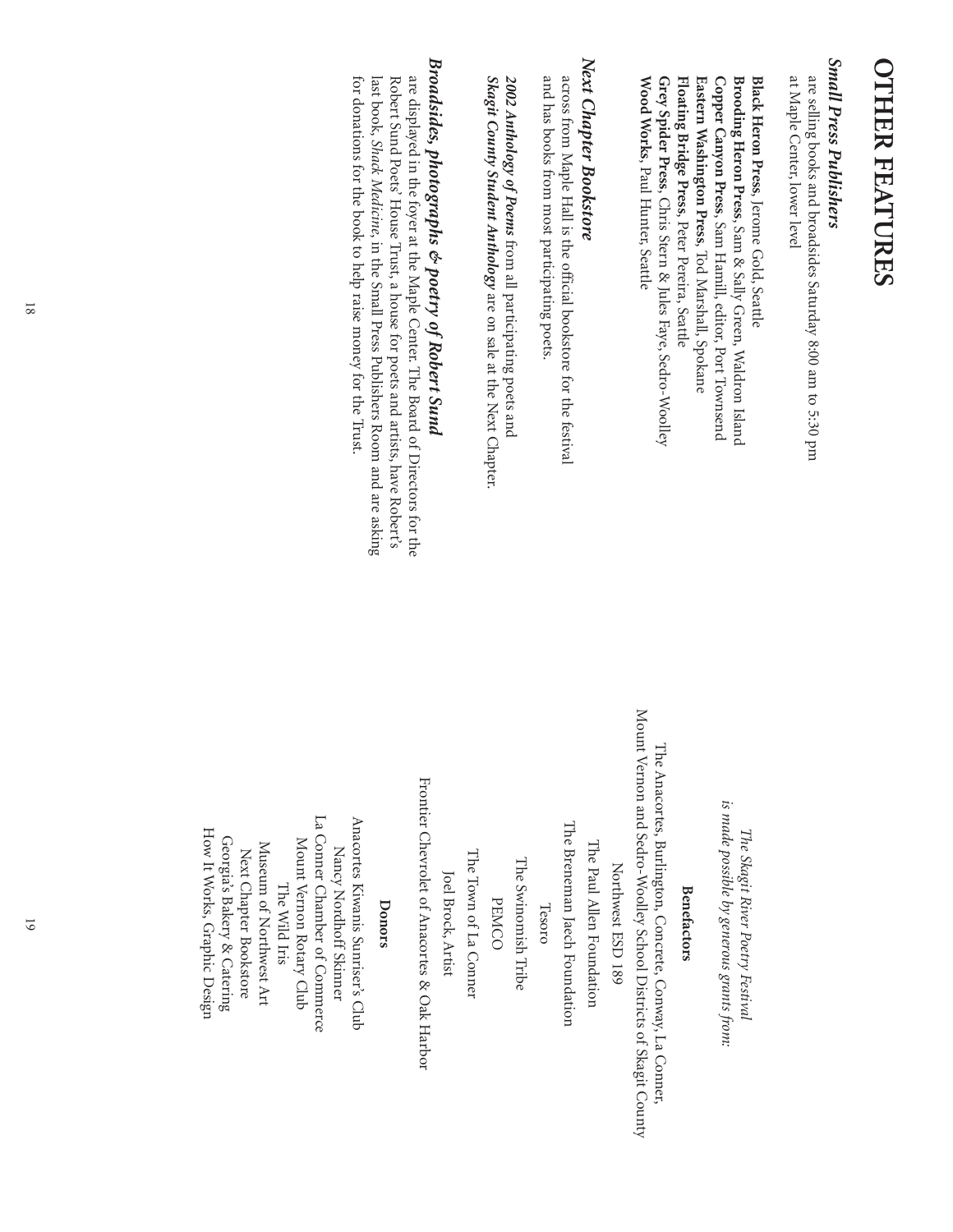# OTHER FEATURES

### *Small Press Publishers*

are selling books and broadsides Saturday 8:00 am to 5:30 pm at Maple Center, lower level

**Black Heron Press**, Jerome Gold, Seattle
**Brooding Heron Press**, Sam & Sally Green, Waldron Island
**Copper Canyon Press**, Sam Hamill, editor, Port Townsend
**Eastern Washington Press**, Tod Marshall, Spokane
**Floating Bridge Press**, Peter Pereira, Seattle
**Grey Spider Press**, Chris Stern & Jules Faye, Sedro-Woolley
**Wood Works**, Paul Hunter, Seattle

### *Next Chapter Bookstore*

across from Maple Hall is the official bookstore for the festival and has books from most participating poets.

***2002 Anthology of Poems*** from all participating poets and ***Skagit County Student Anthology*** are on sale at the Next Chapter.

### *Broadsides, photographs & poetry of Robert Sund*

are displayed in the foyer at the Maple Center. The Board of Directors for the Robert Sund Poets' House Trust, a house for poets and artists, have Robert's last book, *Shack Medicine*, in the Small Press Publishers Room and are asking for donations for the book to help raise money for the Trust.

*The Skagit River Poetry Festival is made possible by generous grants from:*

**Benefactors**

The Anacortes, Burlington, Concrete, Conway, La Conner, Mount Vernon and Sedro-Woolley School Districts of Skagit County
Northwest ESD 189
The Paul Allen Foundation
The Breneman Jaech Foundation
Tesoro
The Swinomish Tribe
PEMCO
The Town of La Conner
Joel Brock, Artist
Frontier Chevrolet of Anacortes & Oak Harbor

**Donors**

Anacortes Kiwanis Sunriser's Club
Nancy Nordhoff Skinner
La Conner Chamber of Commerce
Mount Vernon Rotary Club
The Wild Iris
Museum of Northwest Art
Next Chapter Bookstore
Georgia's Bakery & Catering
How It Works, Graphic Design